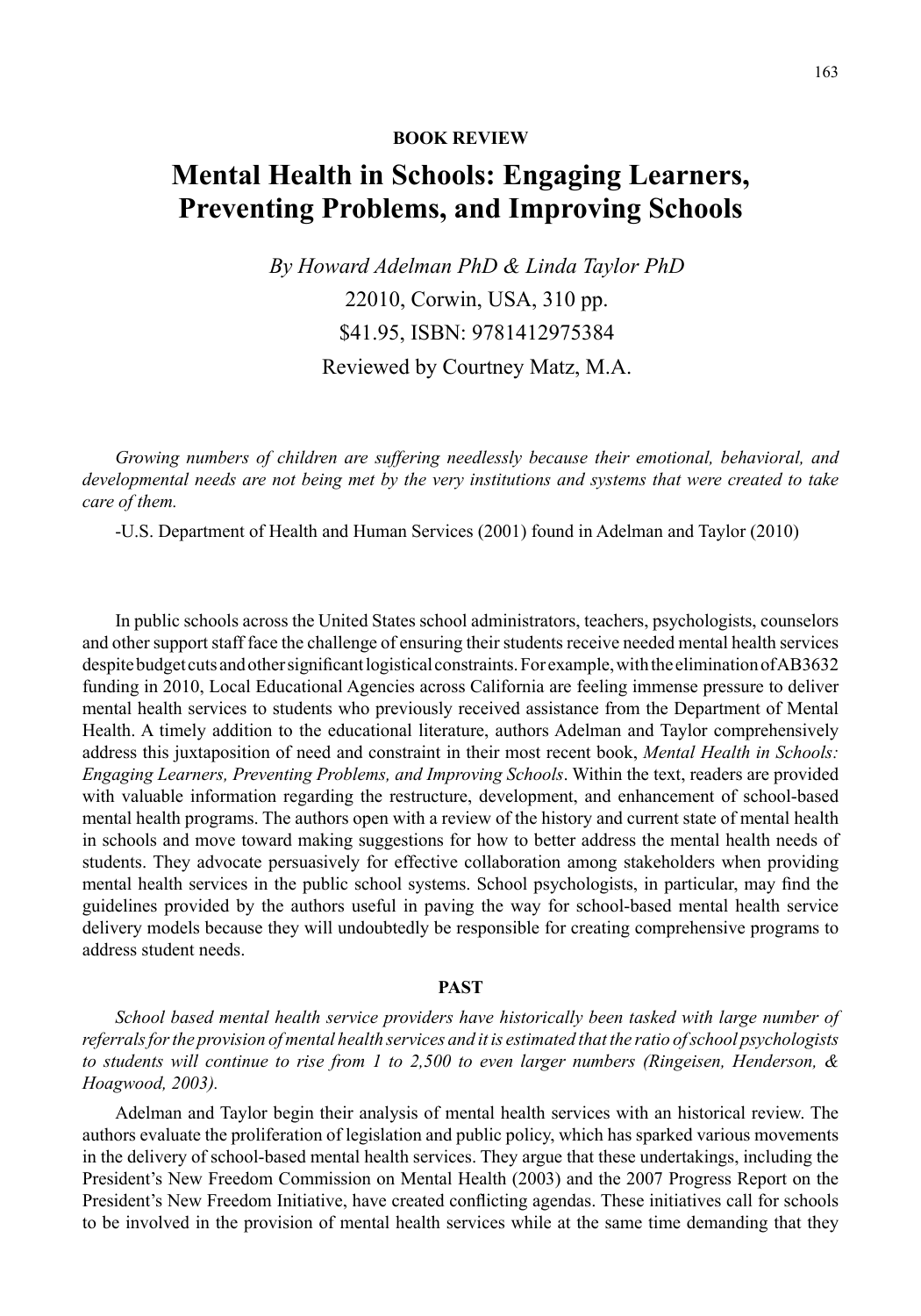**BOOK REVIEW**

# Mental Health in Schools: Engaging Learners, Preventing Problems, and Improving Schools

*By Howard Adelman PhD & Linda Taylor PhD*

22010, Corwin, USA, 310 pp.

$41.95, ISBN: 9781412975384

Reviewed by Courtney Matz, M.A.

*Growing numbers of children are suffering needlessly because their emotional, behavioral, and developmental needs are not being met by the very institutions and systems that were created to take care of them.*

-U.S. Department of Health and Human Services (2001) found in Adelman and Taylor (2010)

In public schools across the United States school administrators, teachers, psychologists, counselors and other support staff face the challenge of ensuring their students receive needed mental health services despite budget cuts and other significant logistical constraints. For example, with the elimination of AB3632 funding in 2010, Local Educational Agencies across California are feeling immense pressure to deliver mental health services to students who previously received assistance from the Department of Mental Health. A timely addition to the educational literature, authors Adelman and Taylor comprehensively address this juxtaposition of need and constraint in their most recent book, *Mental Health in Schools: Engaging Learners, Preventing Problems, and Improving Schools*. Within the text, readers are provided with valuable information regarding the restructure, development, and enhancement of school-based mental health programs. The authors open with a review of the history and current state of mental health in schools and move toward making suggestions for how to better address the mental health needs of students. They advocate persuasively for effective collaboration among stakeholders when providing mental health services in the public school systems. School psychologists, in particular, may find the guidelines provided by the authors useful in paving the way for school-based mental health service delivery models because they will undoubtedly be responsible for creating comprehensive programs to address student needs.

## PAST

*School based mental health service providers have historically been tasked with large number of referrals for the provision of mental health services and it is estimated that the ratio of school psychologists to students will continue to rise from 1 to 2,500 to even larger numbers (Ringeisen, Henderson, & Hoagwood, 2003).*

Adelman and Taylor begin their analysis of mental health services with an historical review. The authors evaluate the proliferation of legislation and public policy, which has sparked various movements in the delivery of school-based mental health services. They argue that these undertakings, including the President's New Freedom Commission on Mental Health (2003) and the 2007 Progress Report on the President's New Freedom Initiative, have created conflicting agendas. These initiatives call for schools to be involved in the provision of mental health services while at the same time demanding that they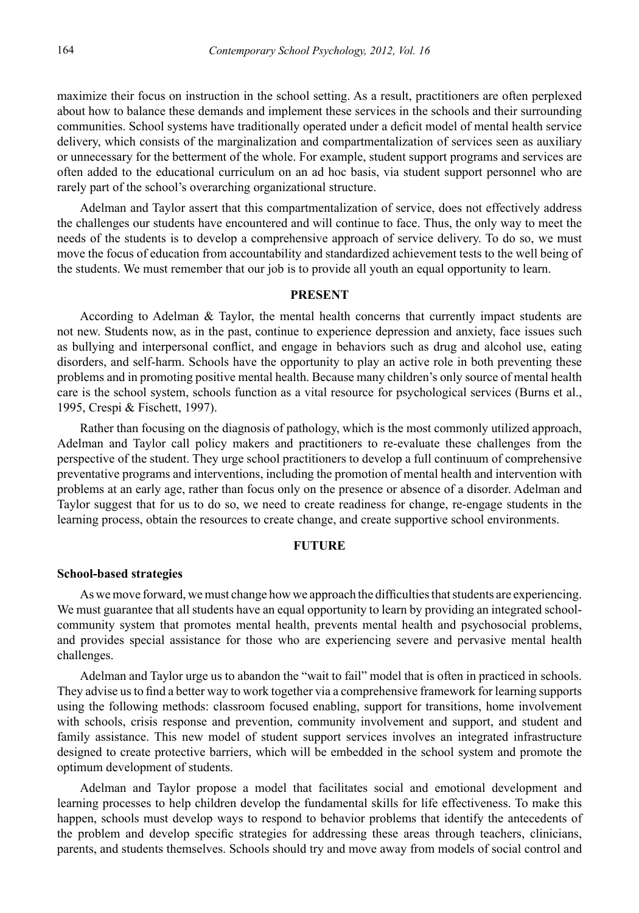maximize their focus on instruction in the school setting. As a result, practitioners are often perplexed about how to balance these demands and implement these services in the schools and their surrounding communities. School systems have traditionally operated under a deficit model of mental health service delivery, which consists of the marginalization and compartmentalization of services seen as auxiliary or unnecessary for the betterment of the whole. For example, student support programs and services are often added to the educational curriculum on an ad hoc basis, via student support personnel who are rarely part of the school's overarching organizational structure.

Adelman and Taylor assert that this compartmentalization of service, does not effectively address the challenges our students have encountered and will continue to face. Thus, the only way to meet the needs of the students is to develop a comprehensive approach of service delivery. To do so, we must move the focus of education from accountability and standardized achievement tests to the well being of the students. We must remember that our job is to provide all youth an equal opportunity to learn.

## PRESENT

According to Adelman & Taylor, the mental health concerns that currently impact students are not new. Students now, as in the past, continue to experience depression and anxiety, face issues such as bullying and interpersonal conflict, and engage in behaviors such as drug and alcohol use, eating disorders, and self-harm. Schools have the opportunity to play an active role in both preventing these problems and in promoting positive mental health. Because many children's only source of mental health care is the school system, schools function as a vital resource for psychological services (Burns et al., 1995, Crespi & Fischett, 1997).

Rather than focusing on the diagnosis of pathology, which is the most commonly utilized approach, Adelman and Taylor call policy makers and practitioners to re-evaluate these challenges from the perspective of the student. They urge school practitioners to develop a full continuum of comprehensive preventative programs and interventions, including the promotion of mental health and intervention with problems at an early age, rather than focus only on the presence or absence of a disorder. Adelman and Taylor suggest that for us to do so, we need to create readiness for change, re-engage students in the learning process, obtain the resources to create change, and create supportive school environments.

## FUTURE

### School-based strategies

As we move forward, we must change how we approach the difficulties that students are experiencing. We must guarantee that all students have an equal opportunity to learn by providing an integrated school-community system that promotes mental health, prevents mental health and psychosocial problems, and provides special assistance for those who are experiencing severe and pervasive mental health challenges.

Adelman and Taylor urge us to abandon the "wait to fail" model that is often in practiced in schools. They advise us to find a better way to work together via a comprehensive framework for learning supports using the following methods: classroom focused enabling, support for transitions, home involvement with schools, crisis response and prevention, community involvement and support, and student and family assistance. This new model of student support services involves an integrated infrastructure designed to create protective barriers, which will be embedded in the school system and promote the optimum development of students.

Adelman and Taylor propose a model that facilitates social and emotional development and learning processes to help children develop the fundamental skills for life effectiveness. To make this happen, schools must develop ways to respond to behavior problems that identify the antecedents of the problem and develop specific strategies for addressing these areas through teachers, clinicians, parents, and students themselves. Schools should try and move away from models of social control and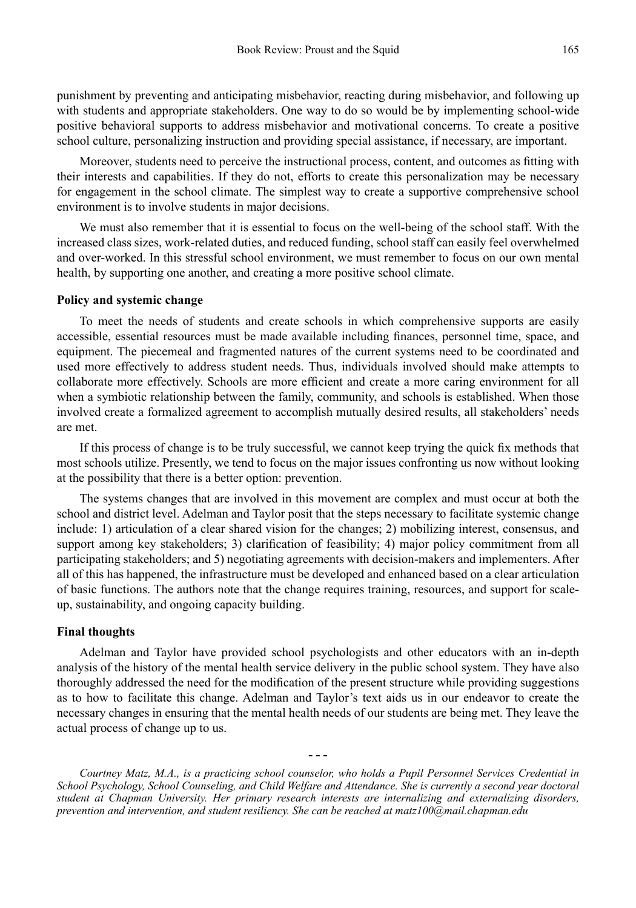punishment by preventing and anticipating misbehavior, reacting during misbehavior, and following up with students and appropriate stakeholders. One way to do so would be by implementing school-wide positive behavioral supports to address misbehavior and motivational concerns. To create a positive school culture, personalizing instruction and providing special assistance, if necessary, are important.

Moreover, students need to perceive the instructional process, content, and outcomes as fitting with their interests and capabilities. If they do not, efforts to create this personalization may be necessary for engagement in the school climate. The simplest way to create a supportive comprehensive school environment is to involve students in major decisions.

We must also remember that it is essential to focus on the well-being of the school staff. With the increased class sizes, work-related duties, and reduced funding, school staff can easily feel overwhelmed and over-worked. In this stressful school environment, we must remember to focus on our own mental health, by supporting one another, and creating a more positive school climate.

**Policy and systemic change**

To meet the needs of students and create schools in which comprehensive supports are easily accessible, essential resources must be made available including finances, personnel time, space, and equipment. The piecemeal and fragmented natures of the current systems need to be coordinated and used more effectively to address student needs. Thus, individuals involved should make attempts to collaborate more effectively. Schools are more efficient and create a more caring environment for all when a symbiotic relationship between the family, community, and schools is established. When those involved create a formalized agreement to accomplish mutually desired results, all stakeholders' needs are met.

If this process of change is to be truly successful, we cannot keep trying the quick fix methods that most schools utilize. Presently, we tend to focus on the major issues confronting us now without looking at the possibility that there is a better option: prevention.

The systems changes that are involved in this movement are complex and must occur at both the school and district level. Adelman and Taylor posit that the steps necessary to facilitate systemic change include: 1) articulation of a clear shared vision for the changes; 2) mobilizing interest, consensus, and support among key stakeholders; 3) clarification of feasibility; 4) major policy commitment from all participating stakeholders; and 5) negotiating agreements with decision-makers and implementers. After all of this has happened, the infrastructure must be developed and enhanced based on a clear articulation of basic functions. The authors note that the change requires training, resources, and support for scale-up, sustainability, and ongoing capacity building.

**Final thoughts**

Adelman and Taylor have provided school psychologists and other educators with an in-depth analysis of the history of the mental health service delivery in the public school system. They have also thoroughly addressed the need for the modification of the present structure while providing suggestions as to how to facilitate this change. Adelman and Taylor's text aids us in our endeavor to create the necessary changes in ensuring that the mental health needs of our students are being met. They leave the actual process of change up to us.

- - -

*Courtney Matz, M.A., is a practicing school counselor, who holds a Pupil Personnel Services Credential in School Psychology, School Counseling, and Child Welfare and Attendance. She is currently a second year doctoral student at Chapman University. Her primary research interests are internalizing and externalizing disorders, prevention and intervention, and student resiliency. She can be reached at matz100@mail.chapman.edu*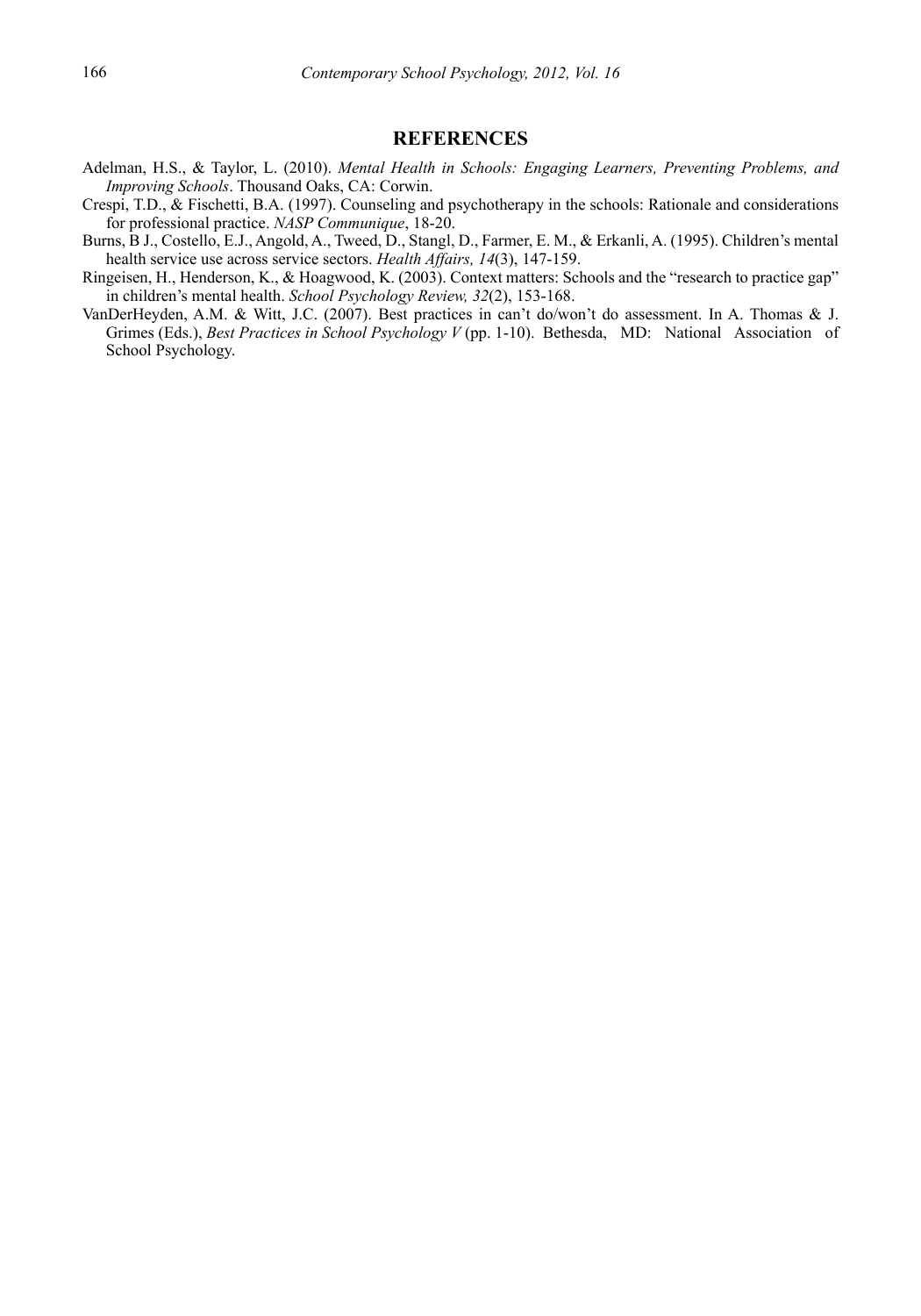## REFERENCES

Adelman, H.S., & Taylor, L. (2010). *Mental Health in Schools: Engaging Learners, Preventing Problems, and Improving Schools*. Thousand Oaks, CA: Corwin.

Crespi, T.D., & Fischetti, B.A. (1997). Counseling and psychotherapy in the schools: Rationale and considerations for professional practice. *NASP Communique*, 18-20.

Burns, B J., Costello, E.J., Angold, A., Tweed, D., Stangl, D., Farmer, E. M., & Erkanli, A. (1995). Children's mental health service use across service sectors. *Health Affairs, 14*(3), 147-159.

Ringeisen, H., Henderson, K., & Hoagwood, K. (2003). Context matters: Schools and the "research to practice gap" in children's mental health. *School Psychology Review, 32*(2), 153-168.

VanDerHeyden, A.M. & Witt, J.C. (2007). Best practices in can't do/won't do assessment. In A. Thomas & J. Grimes (Eds.), *Best Practices in School Psychology V* (pp. 1-10). Bethesda, MD: National Association of School Psychology.